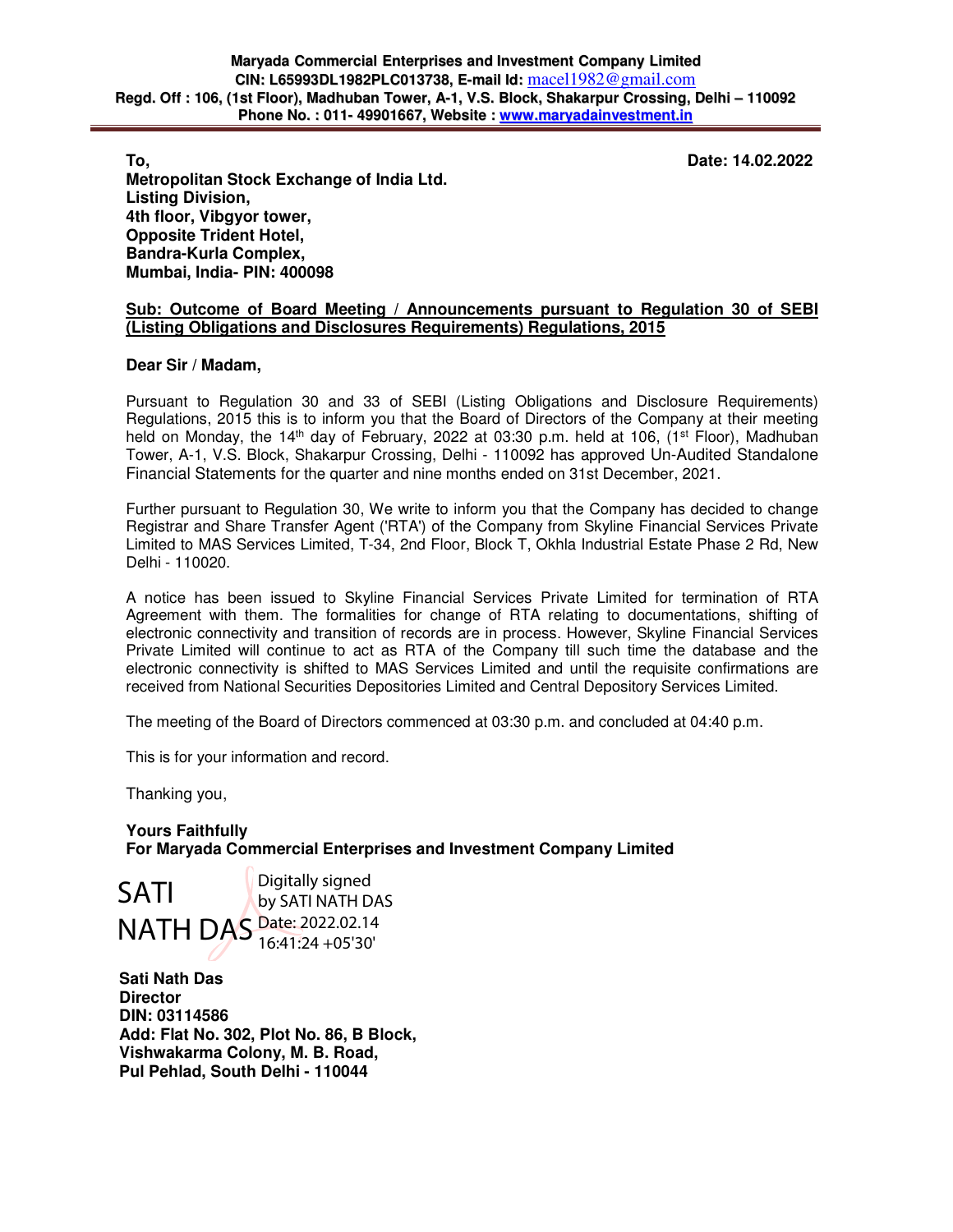**Maryada Commercial Enterprises and Investment Company Limited**
**CIN: L65993DL1982PLC013738, E-mail Id:** macel1982@gmail.com
**Regd. Off : 106, (1st Floor), Madhuban Tower, A-1, V.S. Block, Shakarpur Crossing, Delhi – 110092**
**Phone No. : 011- 49901667, Website : www.maryadainvestment.in**

---

**To,**
**Metropolitan Stock Exchange of India Ltd.**
**Listing Division,**
**4th floor, Vibgyor tower,**
**Opposite Trident Hotel,**
**Bandra-Kurla Complex,**
**Mumbai, India- PIN: 400098**

**Date: 14.02.2022**

**Sub: Outcome of Board Meeting / Announcements pursuant to Regulation 30 of SEBI (Listing Obligations and Disclosures Requirements) Regulations, 2015**

**Dear Sir / Madam,**

Pursuant to Regulation 30 and 33 of SEBI (Listing Obligations and Disclosure Requirements) Regulations, 2015 this is to inform you that the Board of Directors of the Company at their meeting held on Monday, the 14th day of February, 2022 at 03:30 p.m. held at 106, (1st Floor), Madhuban Tower, A-1, V.S. Block, Shakarpur Crossing, Delhi - 110092 has approved Un-Audited Standalone Financial Statements for the quarter and nine months ended on 31st December, 2021.

Further pursuant to Regulation 30, We write to inform you that the Company has decided to change Registrar and Share Transfer Agent ('RTA') of the Company from Skyline Financial Services Private Limited to MAS Services Limited, T-34, 2nd Floor, Block T, Okhla Industrial Estate Phase 2 Rd, New Delhi - 110020.

A notice has been issued to Skyline Financial Services Private Limited for termination of RTA Agreement with them. The formalities for change of RTA relating to documentations, shifting of electronic connectivity and transition of records are in process. However, Skyline Financial Services Private Limited will continue to act as RTA of the Company till such time the database and the electronic connectivity is shifted to MAS Services Limited and until the requisite confirmations are received from National Securities Depositories Limited and Central Depository Services Limited.

The meeting of the Board of Directors commenced at 03:30 p.m. and concluded at 04:40 p.m.

This is for your information and record.

Thanking you,

**Yours Faithfully**
**For Maryada Commercial Enterprises and Investment Company Limited**

SATI NATH DAS
Digitally signed by SATI NATH DAS
Date: 2022.02.14 16:41:24 +05'30'

**Sati Nath Das**
**Director**
**DIN: 03114586**
**Add: Flat No. 302, Plot No. 86, B Block,**
**Vishwakarma Colony, M. B. Road,**
**Pul Pehlad, South Delhi - 110044**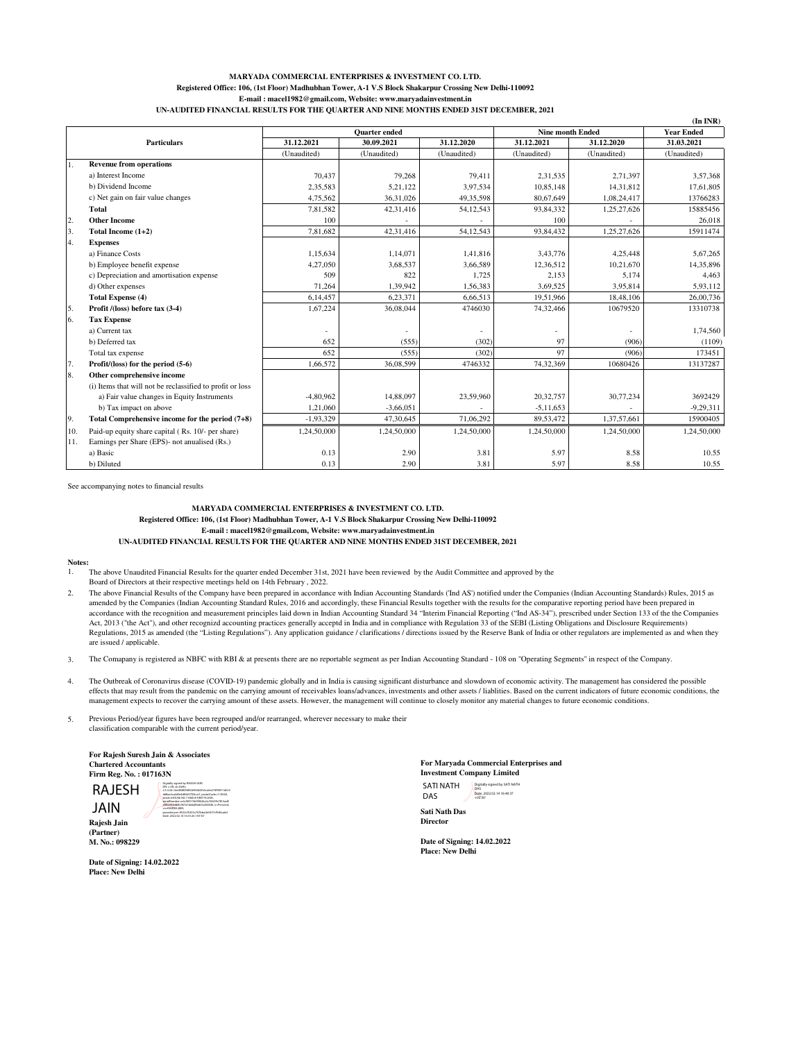**MARYADA COMMERCIAL ENTERPRISES & INVESTMENT CO. LTD.**
**Registered Office: 106, (1st Floor) Madhubhan Tower, A-1 V.S Block Shakarpur Crossing New Delhi-110092**
**E-mail : macel1982@gmail.com, Website: www.maryadainvestment.in**
**UN-AUDITED FINANCIAL RESULTS FOR THE QUARTER AND NINE MONTHS ENDED 31ST DECEMBER, 2021**

**(In INR)**

| | Particulars | Quarter ended | | | Nine month Ended | | Year Ended |
|---|---|---|---|---|---|---|---|
| | | 31.12.2021 | 30.09.2021 | 31.12.2020 | 31.12.2021 | 31.12.2020 | 31.03.2021 |
| | | (Unaudited) | (Unaudited) | (Unaudited) | (Unaudited) | (Unaudited) | (Unaudited) |
| 1. | **Revenue from operations** | | | | | | |
| | a) Interest Income | 70,437 | 79,268 | 79,411 | 2,31,535 | 2,71,397 | 3,57,368 |
| | b) Dividend Income | 2,35,583 | 5,21,122 | 3,97,534 | 10,85,148 | 14,31,812 | 17,61,805 |
| | c) Net gain on fair value changes | 4,75,562 | 36,31,026 | 49,35,598 | 80,67,649 | 1,08,24,417 | 13766283 |
| | **Total** | 7,81,582 | 42,31,416 | 54,12,543 | 93,84,332 | 1,25,27,626 | 15885456 |
| 2. | **Other Income** | 100 | - | - | 100 | - | 26,018 |
| 3. | **Total Income (1+2)** | 7,81,682 | 42,31,416 | 54,12,543 | 93,84,432 | 1,25,27,626 | 15911474 |
| 4. | **Expenses** | | | | | | |
| | a) Finance Costs | 1,15,634 | 1,14,071 | 1,41,816 | 3,43,776 | 4,25,448 | 5,67,265 |
| | b) Employee benefit expense | 4,27,050 | 3,68,537 | 3,66,589 | 12,36,512 | 10,21,670 | 14,35,896 |
| | c) Depreciation and amortisation expense | 509 | 822 | 1,725 | 2,153 | 5,174 | 4,463 |
| | d) Other expenses | 71,264 | 1,39,942 | 1,56,383 | 3,69,525 | 3,95,814 | 5,93,112 |
| | **Total Expense (4)** | 6,14,457 | 6,23,371 | 6,66,513 | 19,51,966 | 18,48,106 | 26,00,736 |
| 5. | **Profit /(loss) before tax (3-4)** | 1,67,224 | 36,08,044 | 4746030 | 74,32,466 | 10679520 | 13310738 |
| 6. | **Tax Expense** | | | | | | |
| | a) Current tax | - | - | - | - | - | 1,74,560 |
| | b) Deferred tax | 652 | (555) | (302) | 97 | (906) | (1109) |
| | Total tax expense | 652 | (555) | (302) | 97 | (906) | 173451 |
| 7. | **Profit/(loss) for the period (5-6)** | 1,66,572 | 36,08,599 | 4746332 | 74,32,369 | 10680426 | 13137287 |
| 8. | **Other comprehensive income** | | | | | | |
| | (i) Items that will not be reclassified to profit or loss | | | | | | |
| | a) Fair value changes in Equity Instruments | -4,80,962 | 14,88,097 | 23,59,960 | 20,32,757 | 30,77,234 | 3692429 |
| | b) Tax impact on above | 1,21,060 | -3,66,051 | - | -5,11,653 | - | -9,29,311 |
| 9. | **Total Comprehensive income for the period (7+8)** | -1,93,329 | 47,30,645 | 71,06,292 | 89,53,472 | 1,37,57,661 | 15900405 |
| 10. | Paid-up equity share capital ( Rs. 10/- per share) | 1,24,50,000 | 1,24,50,000 | 1,24,50,000 | 1,24,50,000 | 1,24,50,000 | 1,24,50,000 |
| 11. | Earnings per Share (EPS)- not anualised (Rs.) | | | | | | |
| | a) Basic | 0.13 | 2.90 | 3.81 | 5.97 | 8.58 | 10.55 |
| | b) Diluted | 0.13 | 2.90 | 3.81 | 5.97 | 8.58 | 10.55 |

See accompanying notes to financial results

**MARYADA COMMERCIAL ENTERPRISES & INVESTMENT CO. LTD.**
**Registered Office: 106, (1st Floor) Madhubhan Tower, A-1 V.S Block Shakarpur Crossing New Delhi-110092**
**E-mail : macel1982@gmail.com, Website: www.maryadainvestment.in**
**UN-AUDITED FINANCIAL RESULTS FOR THE QUARTER AND NINE MONTHS ENDED 31ST DECEMBER, 2021**

**Notes:**

1. The above Unaudited Financial Results for the quarter ended December 31st, 2021 have been reviewed by the Audit Committee and approved by the Board of Directors at their respective meetings held on 14th February , 2022.
2. The above Financial Results of the Company have been prepared in accordance with Indian Accounting Standards ('Ind AS') notified under the Companies (Indian Accounting Standards) Rules, 2015 as amended by the Companies (Indian Accounting Standard Rules, 2016 and accordingly, these Financial Results together with the results for the comparative reporting period have been prepared in accordance with the recognition and measurement principles laid down in Indian Accounting Standard 34 "Interim Financial Reporting ("Ind AS-34"), prescribed under Section 133 of the the Companies Act, 2013 ("the Act"), and other recognizd accounting practices generally acceptd in India and in compliance with Regulation 33 of the SEBI (Listing Obligations and Disclosure Requirements) Regulations, 2015 as amended (the "Listing Regulations"). Any application guidance / clarifications / directions issued by the Reserve Bank of India or other regulators are implemented as and when they are issued / applicable.
3. The Comapany is registered as NBFC with RBI & at presents there are no reportable segment as per Indian Accounting Standard - 108 on "Operating Segments" in respect of the Company.
4. The Outbreak of Coronavirus disease (COVID-19) pandemic globally and in India is causing significant disturbance and slowdown of economic activity. The management has considered the possible effects that may result from the pandemic on the carrying amount of receivables loans/advances, investments and other assets / liabilities. Based on the current indicators of future economic conditions, the management expects to recover the carrying amount of these assets. However, the management will continue to closely monitor any material changes to future economic conditions.
5. Previous Period/year figures have been regrouped and/or rearranged, wherever necessary to make their classification comparable with the current period/year.

**For Rajesh Suresh Jain & Associates**
**Chartered Accountants**
**Firm Reg. No. : 017163N**

RAJESH JAIN

**Rajesh Jain**
**(Partner)**
**M. No.: 098229**

**Date of Signing: 14.02.2022**
**Place: New Delhi**

**For Maryada Commercial Enterprises and Investment Company Limited**

SATI NATH DAS

Digitally signed by SATI NATH DAS
Date: 2022.02.14 16:48:37 +05'30'

**Sati Nath Das**
**Director**

**Date of Signing: 14.02.2022**
**Place: New Delhi**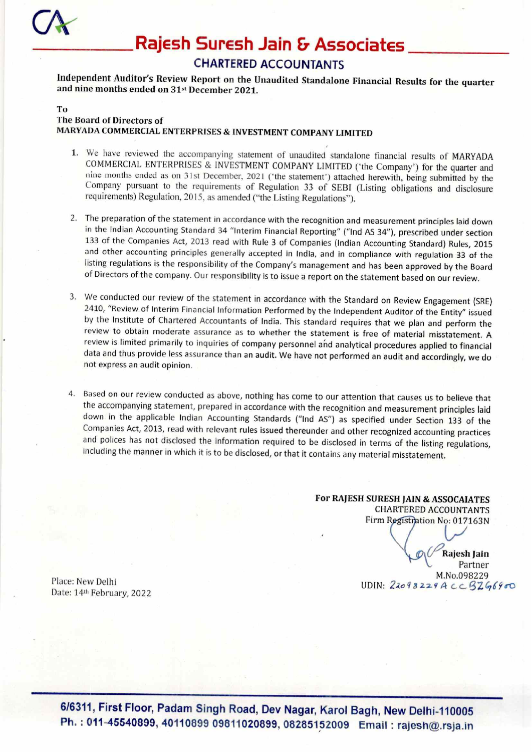# Rajesh Suresh Jain & Associates

## CHARTERED ACCOUNTANTS

**Independent Auditor's Review Report on the Unaudited Standalone Financial Results for the quarter and nine months ended on 31st December 2021.**

**To**
**The Board of Directors of**
**MARYADA COMMERCIAL ENTERPRISES & INVESTMENT COMPANY LIMITED**

1. We have reviewed the accompanying statement of unaudited standalone financial results of MARYADA COMMERCIAL ENTERPRISES & INVESTMENT COMPANY LIMITED ('the Company') for the quarter and nine months ended as on 31st December, 2021 ('the statement') attached herewith, being submitted by the Company pursuant to the requirements of Regulation 33 of SEBI (Listing obligations and disclosure requirements) Regulation, 2015, as amended ("the Listing Regulations").

2. The preparation of the statement in accordance with the recognition and measurement principles laid down in the Indian Accounting Standard 34 "Interim Financial Reporting" ("Ind AS 34"), prescribed under section 133 of the Companies Act, 2013 read with Rule 3 of Companies (Indian Accounting Standard) Rules, 2015 and other accounting principles generally accepted in India, and in compliance with regulation 33 of the listing regulations is the responsibility of the Company's management and has been approved by the Board of Directors of the company. Our responsibility is to issue a report on the statement based on our review.

3. We conducted our review of the statement in accordance with the Standard on Review Engagement (SRE) 2410, "Review of Interim Financial Information Performed by the Independent Auditor of the Entity" issued by the Institute of Chartered Accountants of India. This standard requires that we plan and perform the review to obtain moderate assurance as to whether the statement is free of material misstatement. A review is limited primarily to inquiries of company personnel and analytical procedures applied to financial data and thus provide less assurance than an audit. We have not performed an audit and accordingly, we do not express an audit opinion.

4. Based on our review conducted as above, nothing has come to our attention that causes us to believe that the accompanying statement, prepared in accordance with the recognition and measurement principles laid down in the applicable Indian Accounting Standards ("Ind AS") as specified under Section 133 of the Companies Act, 2013, read with relevant rules issued thereunder and other recognized accounting practices and polices has not disclosed the information required to be disclosed in terms of the listing regulations, including the manner in which it is to be disclosed, or that it contains any material misstatement.

**For RAJESH SURESH JAIN & ASSOCAIATES**
CHARTERED ACCOUNTANTS
Firm Registration No: 017163N

**Rajesh Jain**
Partner
M.No.098229
UDIN: 22098229ACCBZG6900

Place: New Delhi
Date: 14th February, 2022

**6/6311, First Floor, Padam Singh Road, Dev Nagar, Karol Bagh, New Delhi-110005**
**Ph. : 011-45540899, 40110899 09811020899, 08285152009 Email : rajesh@.rsja.in**